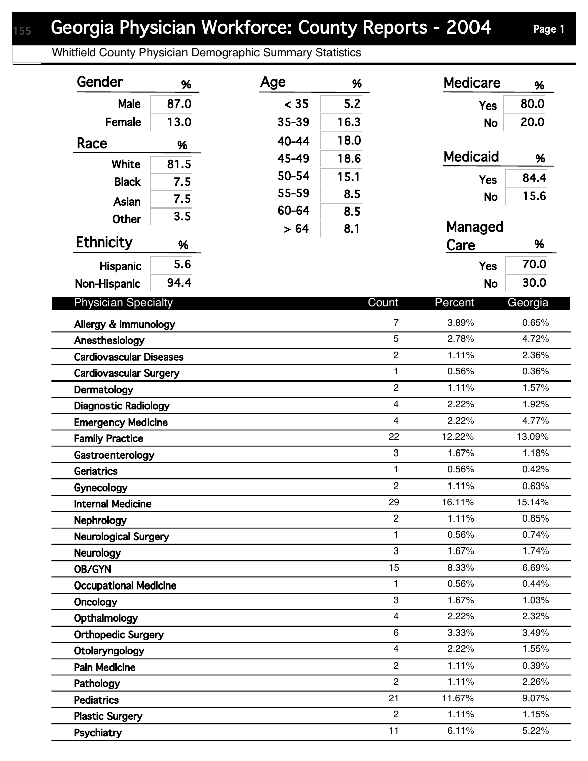# Georgia Physician Workforce: County Reports - 2004

## Whitfield County Physician Demographic Summary Statistics

| Gender | % |
|---|---|
| Male | 87.0 |
| Female | 13.0 |

| Race | % |
|---|---|
| White | 81.5 |
| Black | 7.5 |
| Asian | 7.5 |
| Other | 3.5 |

| Ethnicity | % |
|---|---|
| Hispanic | 5.6 |
| Non-Hispanic | 94.4 |

| Age | % |
|---|---|
| < 35 | 5.2 |
| 35-39 | 16.3 |
| 40-44 | 18.0 |
| 45-49 | 18.6 |
| 50-54 | 15.1 |
| 55-59 | 8.5 |
| 60-64 | 8.5 |
| > 64 | 8.1 |

| Medicare | % |
|---|---|
| Yes | 80.0 |
| No | 20.0 |

| Medicaid | % |
|---|---|
| Yes | 84.4 |
| No | 15.6 |

| Managed Care | % |
|---|---|
| Yes | 70.0 |
| No | 30.0 |

| Physician Specialty | Count | Percent | Georgia |
|---|---|---|---|
| Allergy & Immunology | 7 | 3.89% | 0.65% |
| Anesthesiology | 5 | 2.78% | 4.72% |
| Cardiovascular Diseases | 2 | 1.11% | 2.36% |
| Cardiovascular Surgery | 1 | 0.56% | 0.36% |
| Dermatology | 2 | 1.11% | 1.57% |
| Diagnostic Radiology | 4 | 2.22% | 1.92% |
| Emergency Medicine | 4 | 2.22% | 4.77% |
| Family Practice | 22 | 12.22% | 13.09% |
| Gastroenterology | 3 | 1.67% | 1.18% |
| Geriatrics | 1 | 0.56% | 0.42% |
| Gynecology | 2 | 1.11% | 0.63% |
| Internal Medicine | 29 | 16.11% | 15.14% |
| Nephrology | 2 | 1.11% | 0.85% |
| Neurological Surgery | 1 | 0.56% | 0.74% |
| Neurology | 3 | 1.67% | 1.74% |
| OB/GYN | 15 | 8.33% | 6.69% |
| Occupational Medicine | 1 | 0.56% | 0.44% |
| Oncology | 3 | 1.67% | 1.03% |
| Opthalmology | 4 | 2.22% | 2.32% |
| Orthopedic Surgery | 6 | 3.33% | 3.49% |
| Otolaryngology | 4 | 2.22% | 1.55% |
| Pain Medicine | 2 | 1.11% | 0.39% |
| Pathology | 2 | 1.11% | 2.26% |
| Pediatrics | 21 | 11.67% | 9.07% |
| Plastic Surgery | 2 | 1.11% | 1.15% |
| Psychiatry | 11 | 6.11% | 5.22% |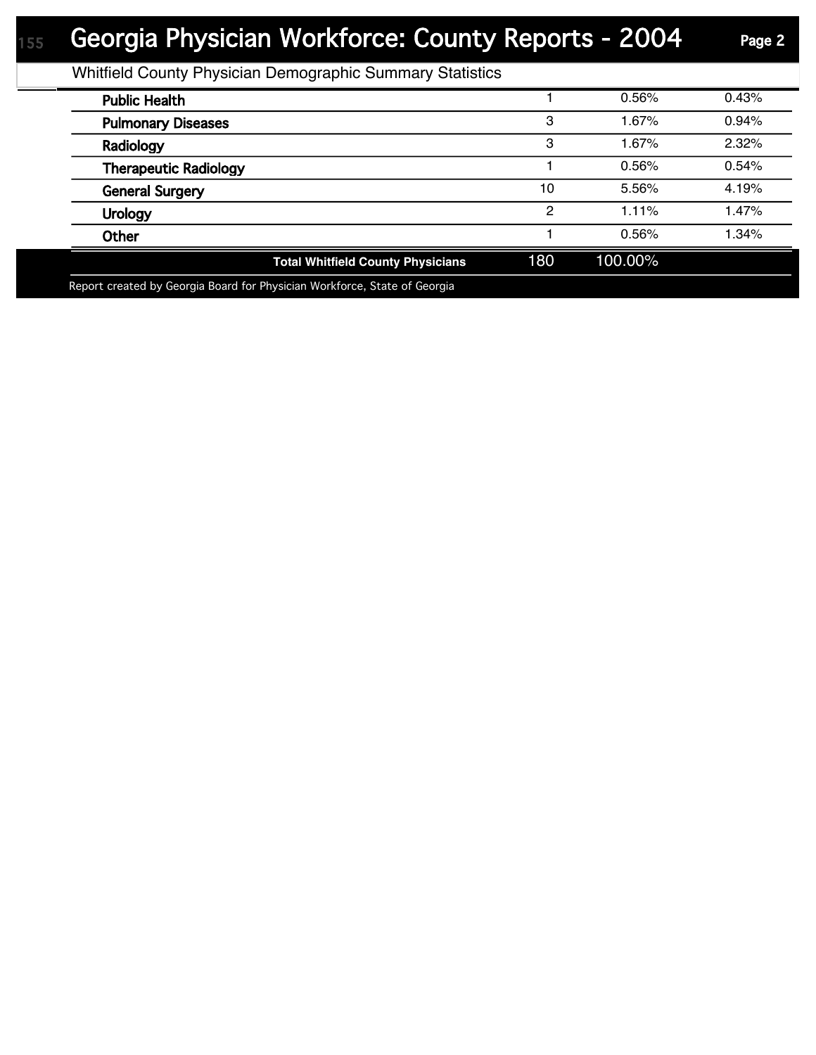## Whitfield County Physician Demographic Summary Statistics

| | | | |
|---|---|---|---|
| **Public Health** | 1 | 0.56% | 0.43% |
| **Pulmonary Diseases** | 3 | 1.67% | 0.94% |
| **Radiology** | 3 | 1.67% | 2.32% |
| **Therapeutic Radiology** | 1 | 0.56% | 0.54% |
| **General Surgery** | 10 | 5.56% | 4.19% |
| **Urology** | 2 | 1.11% | 1.47% |
| **Other** | 1 | 0.56% | 1.34% |
| **Total Whitfield County Physicians** | 180 | 100.00% | |

Report created by Georgia Board for Physician Workforce, State of Georgia